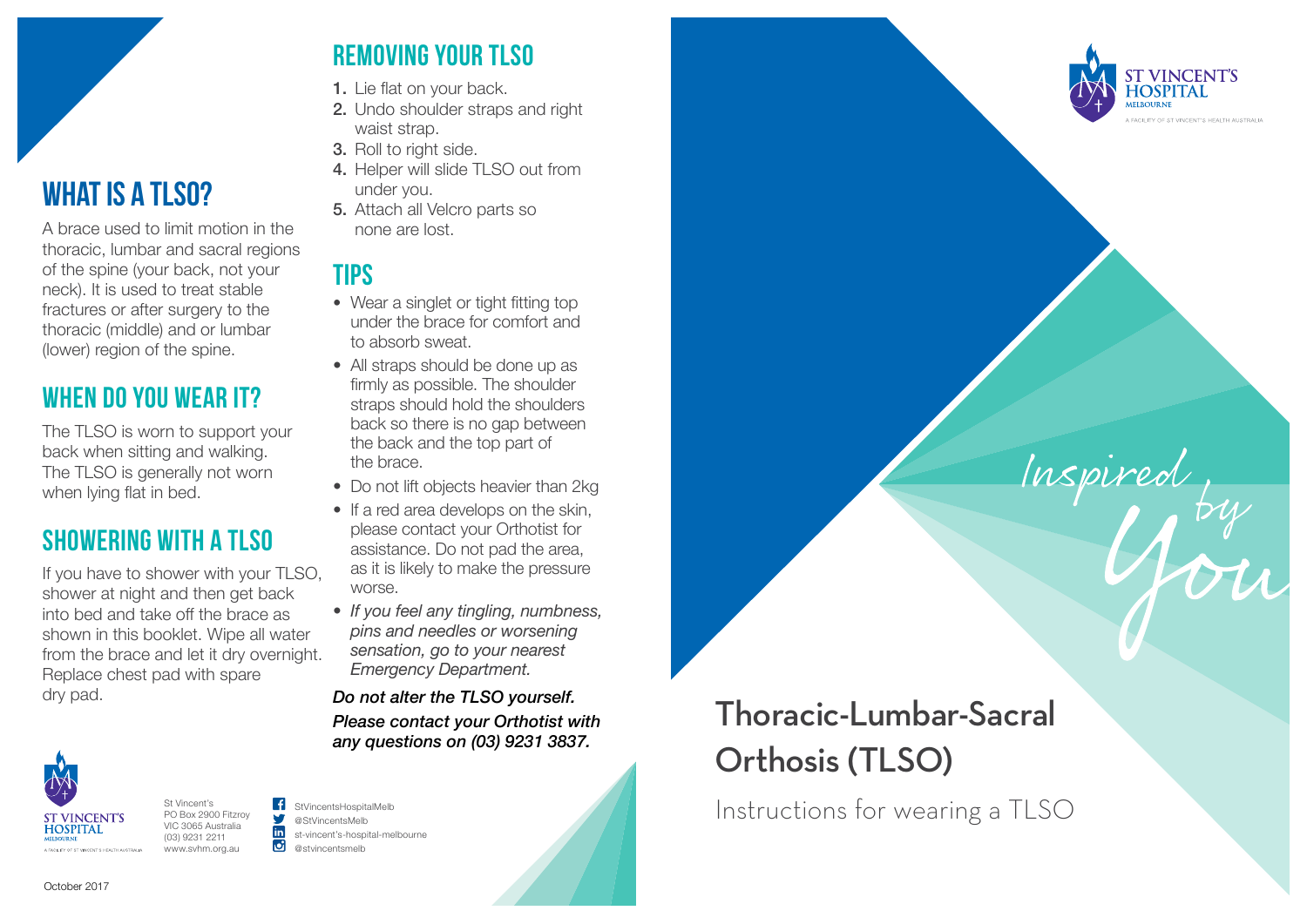# WHAT IS A TLSO?

A brace used to limit motion in the thoracic, lumbar and sacral regions of the spine (your back, not your neck). It is used to treat stable fractures or after surgery to the thoracic (middle) and or lumbar (lower) region of the spine.

## WHEN DO YOU WEAR IT?

The TLSO is worn to support your back when sitting and walking. The TLSO is generally not worn when lying flat in bed.

## SHOWERING WITH A TLSO

If you have to shower with your TLSO, shower at night and then get back into bed and take off the brace as shown in this booklet. Wipe all water from the brace and let it dry overnight. Replace chest pad with spare dry pad.

## REMOVING YOUR TLSO

1. Lie flat on your back.
2. Undo shoulder straps and right waist strap.
3. Roll to right side.
4. Helper will slide TLSO out from under you.
5. Attach all Velcro parts so none are lost.

## TIPS

- Wear a singlet or tight fitting top under the brace for comfort and to absorb sweat.
- All straps should be done up as firmly as possible. The shoulder straps should hold the shoulders back so there is no gap between the back and the top part of the brace.
- Do not lift objects heavier than 2kg
- If a red area develops on the skin, please contact your Orthotist for assistance. Do not pad the area, as it is likely to make the pressure worse.
- *If you feel any tingling, numbness, pins and needles or worsening sensation, go to your nearest Emergency Department.*

***Do not alter the TLSO yourself. Please contact your Orthotist with any questions on (03) 9231 3837.***

ST VINCENT'S HOSPITAL MELBOURNE
A FACILITY OF ST VINCENT'S HEALTH AUSTRALIA

St Vincent's
PO Box 2900 Fitzroy
VIC 3065 Australia
(03) 9231 2211
www.svhm.org.au

StVincentsHospitalMelb
@StVincentsMelb
st-vincent's-hospital-melbourne
@stvincentsmelb

October 2017

ST VINCENT'S HOSPITAL MELBOURNE
A FACILITY OF ST VINCENT'S HEALTH AUSTRALIA

Inspired by You

# Thoracic-Lumbar-Sacral Orthosis (TLSO)

Instructions for wearing a TLSO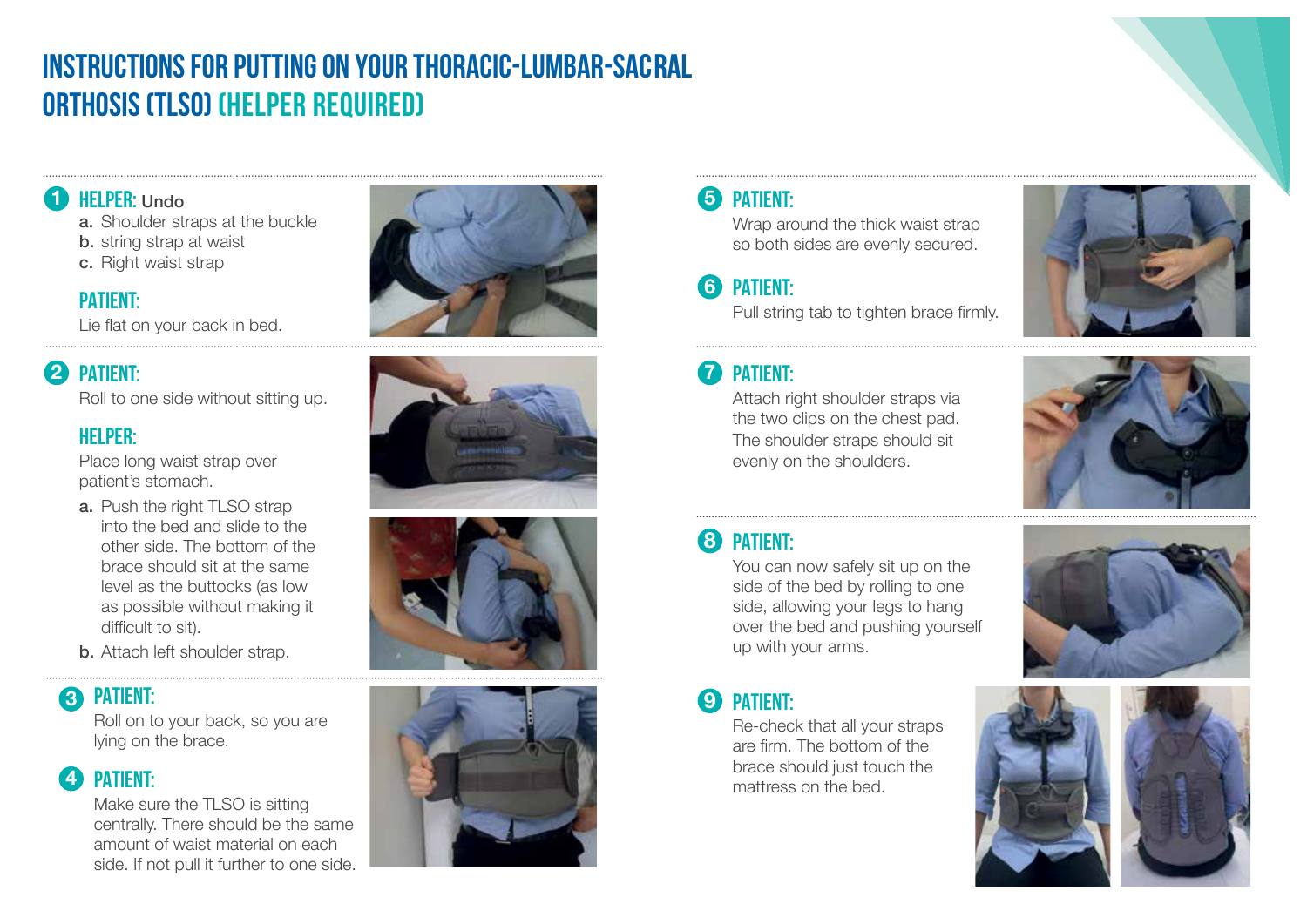# INSTRUCTIONS FOR PUTTING ON YOUR THORACIC-LUMBAR-SACRAL ORTHOSIS (TLSO) (HELPER REQUIRED)

## 1 HELPER: Undo

a. Shoulder straps at the buckle
b. string strap at waist
c. Right waist strap

### PATIENT:

Lie flat on your back in bed.

## 2 PATIENT:

Roll to one side without sitting up.

### HELPER:

Place long waist strap over patient's stomach.

a. Push the right TLSO strap into the bed and slide to the other side. The bottom of the brace should sit at the same level as the buttocks (as low as possible without making it difficult to sit).
b. Attach left shoulder strap.

## 3 PATIENT:

Roll on to your back, so you are lying on the brace.

## 4 PATIENT:

Make sure the TLSO is sitting centrally. There should be the same amount of waist material on each side. If not pull it further to one side.

## 5 PATIENT:

Wrap around the thick waist strap so both sides are evenly secured.

## 6 PATIENT:

Pull string tab to tighten brace firmly.

## 7 PATIENT:

Attach right shoulder straps via the two clips on the chest pad. The shoulder straps should sit evenly on the shoulders.

## 8 PATIENT:

You can now safely sit up on the side of the bed by rolling to one side, allowing your legs to hang over the bed and pushing yourself up with your arms.

## 9 PATIENT:

Re-check that all your straps are firm. The bottom of the brace should just touch the mattress on the bed.